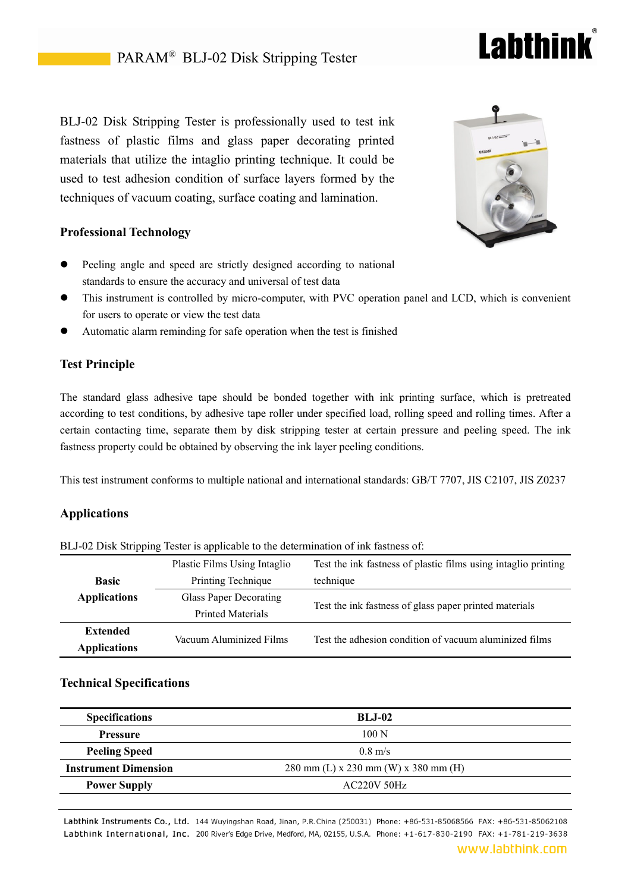# PARAM® BLJ-02 Disk Stripping Tester

BLJ-02 Disk Stripping Tester is professionally used to test ink fastness of plastic films and glass paper decorating printed materials that utilize the intaglio printing technique. It could be used to test adhesion condition of surface layers formed by the techniques of vacuum coating, surface coating and lamination.

## Professional Technology

- Peeling angle and speed are strictly designed according to national standards to ensure the accuracy and universal of test data
- This instrument is controlled by micro-computer, with PVC operation panel and LCD, which is convenient for users to operate or view the test data
- Automatic alarm reminding for safe operation when the test is finished

## Test Principle

The standard glass adhesive tape should be bonded together with ink printing surface, which is pretreated according to test conditions, by adhesive tape roller under specified load, rolling speed and rolling times. After a certain contacting time, separate them by disk stripping tester at certain pressure and peeling speed. The ink fastness property could be obtained by observing the ink layer peeling conditions.

This test instrument conforms to multiple national and international standards: GB/T 7707, JIS C2107, JIS Z0237

## Applications

BLJ-02 Disk Stripping Tester is applicable to the determination of ink fastness of:

| | | |
|---|---|---|
| **Basic Applications** | Plastic Films Using Intaglio Printing Technique | Test the ink fastness of plastic films using intaglio printing technique |
| | Glass Paper Decorating Printed Materials | Test the ink fastness of glass paper printed materials |
| **Extended Applications** | Vacuum Aluminized Films | Test the adhesion condition of vacuum aluminized films |

## Technical Specifications

| Specifications | BLJ-02 |
|---|---|
| **Pressure** | 100 N |
| **Peeling Speed** | 0.8 m/s |
| **Instrument Dimension** | 280 mm (L) x 230 mm (W) x 380 mm (H) |
| **Power Supply** | AC220V 50Hz |

Labthink Instruments Co., Ltd. 144 Wuyingshan Road, Jinan, P.R.China (250031) Phone: +86-531-85068566 FAX: +86-531-85062108
Labthink International, Inc. 200 River's Edge Drive, Medford, MA, 02155, U.S.A. Phone: +1-617-830-2190 FAX: +1-781-219-3638
www.labthink.com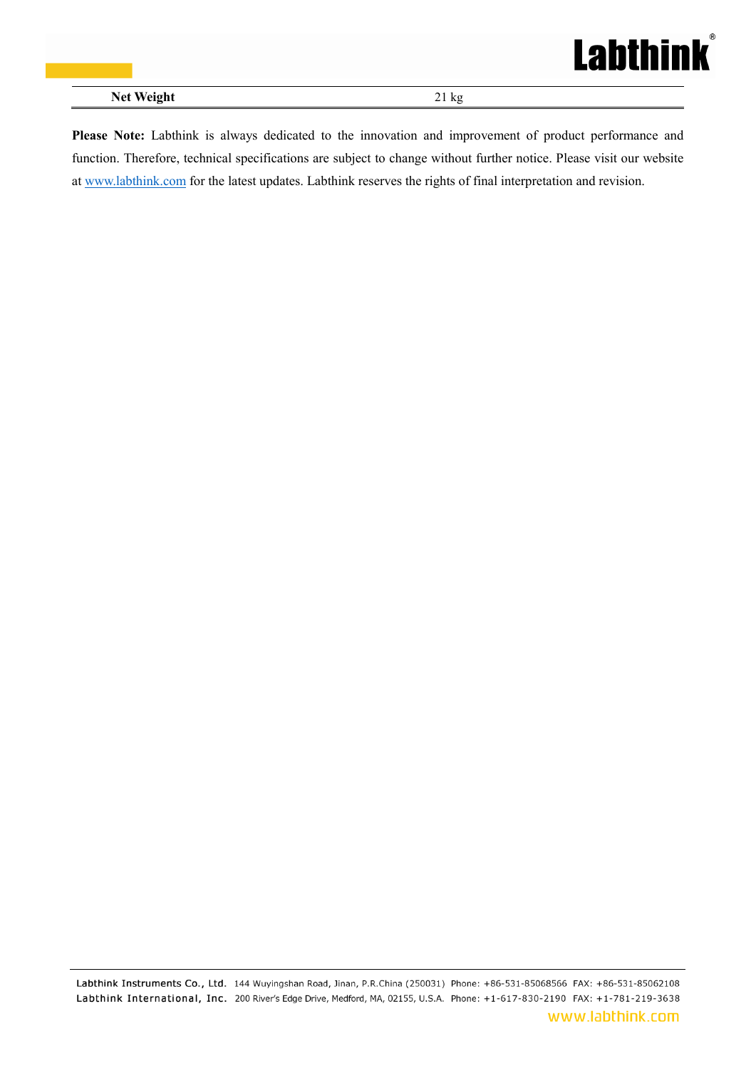| | |
|---|---|
| **Net Weight** | 21 kg |

**Please Note:** Labthink is always dedicated to the innovation and improvement of product performance and function. Therefore, technical specifications are subject to change without further notice. Please visit our website at www.labthink.com for the latest updates. Labthink reserves the rights of final interpretation and revision.